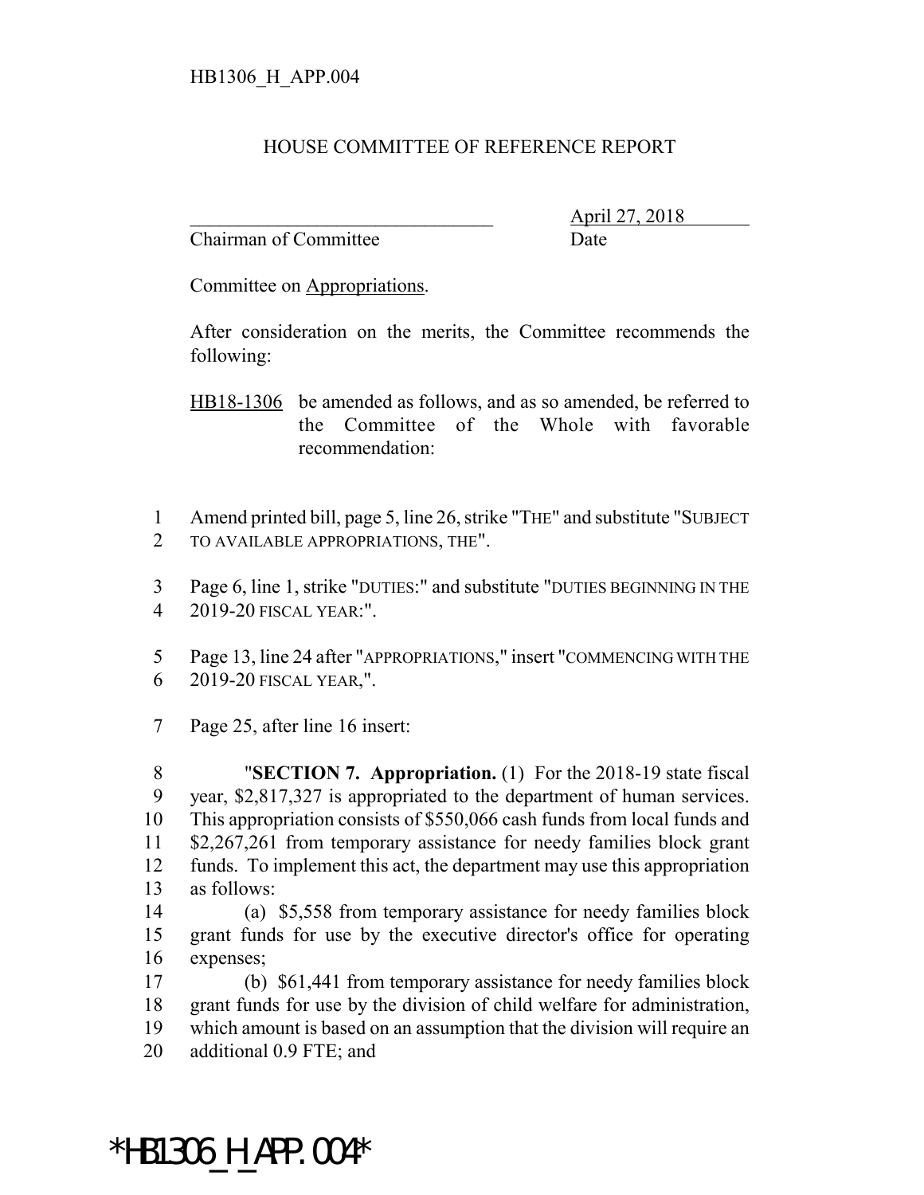HB1306_H_APP.004

HOUSE COMMITTEE OF REFERENCE REPORT

_______________________________ April 27, 2018
Chairman of Committee Date

Committee on Appropriations.

After consideration on the merits, the Committee recommends the following:

HB18-1306 be amended as follows, and as so amended, be referred to the Committee of the Whole with favorable recommendation:

1 Amend printed bill, page 5, line 26, strike "THE" and substitute "SUBJECT
2 TO AVAILABLE APPROPRIATIONS, THE".

3 Page 6, line 1, strike "DUTIES:" and substitute "DUTIES BEGINNING IN THE
4 2019-20 FISCAL YEAR:".

5 Page 13, line 24 after "APPROPRIATIONS," insert "COMMENCING WITH THE
6 2019-20 FISCAL YEAR,".

7 Page 25, after line 16 insert:

8 "**SECTION 7. Appropriation.** (1) For the 2018-19 state fiscal
9 year, $2,817,327 is appropriated to the department of human services.
10 This appropriation consists of $550,066 cash funds from local funds and
11 $2,267,261 from temporary assistance for needy families block grant
12 funds. To implement this act, the department may use this appropriation
13 as follows:
14 (a) $5,558 from temporary assistance for needy families block
15 grant funds for use by the executive director's office for operating
16 expenses;
17 (b) $61,441 from temporary assistance for needy families block
18 grant funds for use by the division of child welfare for administration,
19 which amount is based on an assumption that the division will require an
20 additional 0.9 FTE; and

*HB1306_H_APP.004*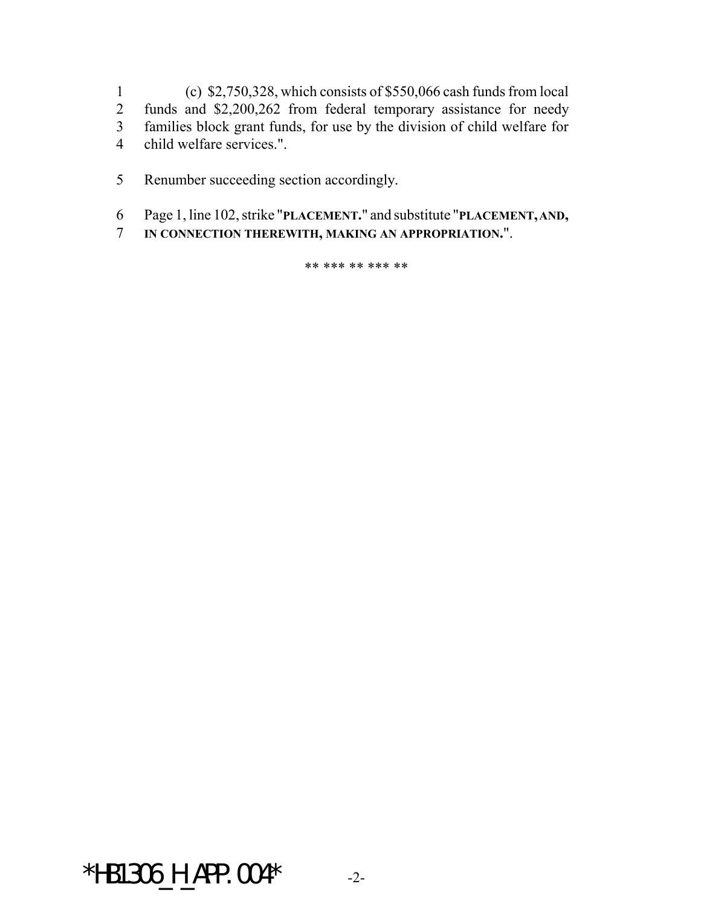(c) $2,750,328, which consists of $550,066 cash funds from local funds and $2,200,262 from federal temporary assistance for needy families block grant funds, for use by the division of child welfare for child welfare services.".

Renumber succeeding section accordingly.

Page 1, line 102, strike "**PLACEMENT.**" and substitute "**PLACEMENT, AND, IN CONNECTION THEREWITH, MAKING AN APPROPRIATION.**".

** *** ** *** **

*HB1306_H_APP.004*